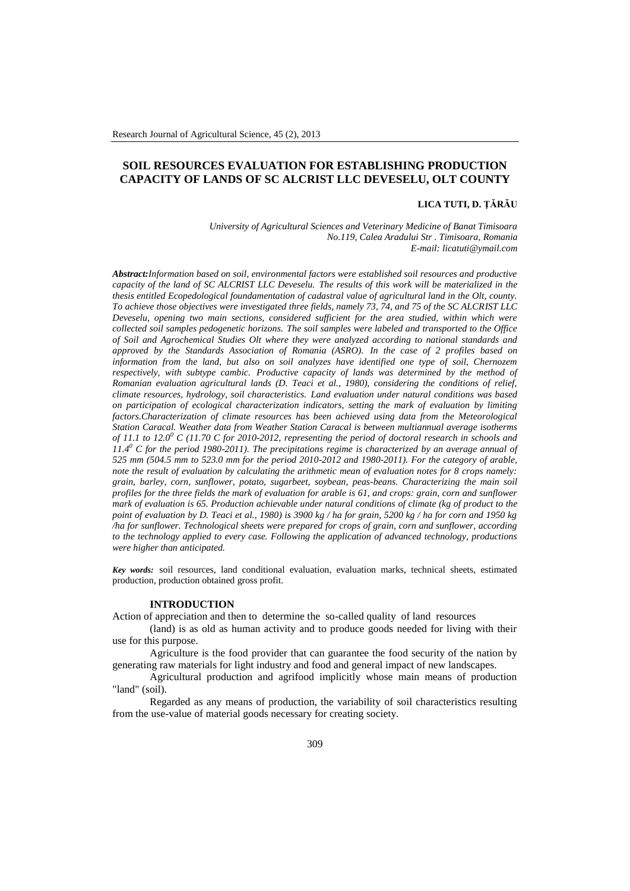# SOIL RESOURCES EVALUATION FOR ESTABLISHING PRODUCTION CAPACITY OF LANDS OF SC ALCRIST LLC DEVESELU, OLT COUNTY

**LICA TUTI, D. ȚĂRĂU**

*University of Agricultural Sciences and Veterinary Medicine of Banat Timisoara*
*No.119, Calea Aradului Str . Timisoara, Romania*
*E-mail: licatuti@ymail.com*

***Abstract:****Information based on soil, environmental factors were established soil resources and productive capacity of the land of SC ALCRIST LLC Deveselu. The results of this work will be materialized in the thesis entitled Ecopedological foundamentation of cadastral value of agricultural land in the Olt, county. To achieve those objectives were investigated three fields, namely 73, 74, and 75 of the SC ALCRIST LLC Deveselu, opening two main sections, considered sufficient for the area studied, within which were collected soil samples pedogenetic horizons. The soil samples were labeled and transported to the Office of Soil and Agrochemical Studies Olt where they were analyzed according to national standards and approved by the Standards Association of Romania (ASRO). In the case of 2 profiles based on information from the land, but also on soil analyzes have identified one type of soil, Chernozem respectively, with subtype cambic. Productive capacity of lands was determined by the method of Romanian evaluation agricultural lands (D. Teaci et al., 1980), considering the conditions of relief, climate resources, hydrology, soil characteristics. Land evaluation under natural conditions was based on participation of ecological characterization indicators, setting the mark of evaluation by limiting factors.Characterization of climate resources has been achieved using data from the Meteorological Station Caracal. Weather data from Weather Station Caracal is between multiannual average isotherms of 11.1 to 12.0$^0$ C (11.70 C for 2010-2012, representing the period of doctoral research in schools and 11.4$^0$ C for the period 1980-2011). The precipitations regime is characterized by an average annual of 525 mm (504.5 mm to 523.0 mm for the period 2010-2012 and 1980-2011). For the category of arable, note the result of evaluation by calculating the arithmetic mean of evaluation notes for 8 crops namely: grain, barley, corn, sunflower, potato, sugarbeet, soybean, peas-beans. Characterizing the main soil profiles for the three fields the mark of evaluation for arable is 61, and crops: grain, corn and sunflower mark of evaluation is 65. Production achievable under natural conditions of climate (kg of product to the point of evaluation by D. Teaci et al., 1980) is 3900 kg / ha for grain, 5200 kg / ha for corn and 1950 kg /ha for sunflower. Technological sheets were prepared for crops of grain, corn and sunflower, according to the technology applied to every case. Following the application of advanced technology, productions were higher than anticipated.*

***Key words:*** soil resources, land conditional evaluation, evaluation marks, technical sheets, estimated production, production obtained gross profit.

## INTRODUCTION

Action of appreciation and then to determine the so-called quality of land resources (land) is as old as human activity and to produce goods needed for living with their use for this purpose.

Agriculture is the food provider that can guarantee the food security of the nation by generating raw materials for light industry and food and general impact of new landscapes.

Agricultural production and agrifood implicitly whose main means of production "land" (soil).

Regarded as any means of production, the variability of soil characteristics resulting from the use-value of material goods necessary for creating society.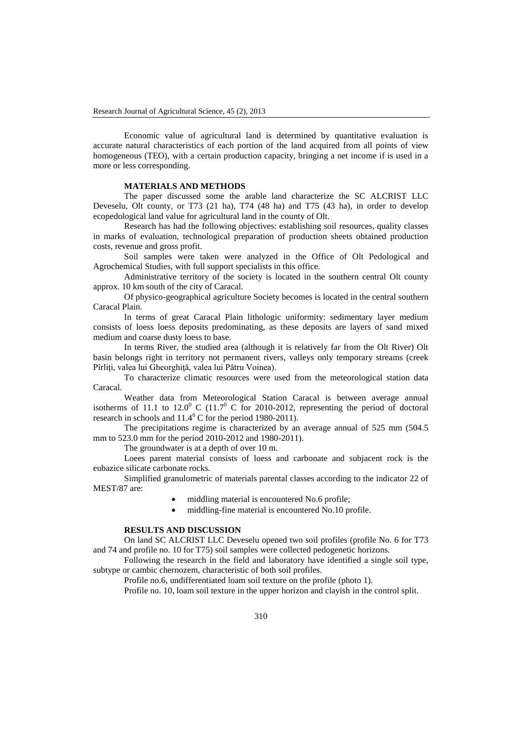Economic value of agricultural land is determined by quantitative evaluation is accurate natural characteristics of each portion of the land acquired from all points of view homogeneous (TEO), with a certain production capacity, bringing a net income if is used in a more or less corresponding.

## MATERIALS AND METHODS

The paper discussed some the arable land characterize the SC ALCRIST LLC Deveselu, Olt county, or T73 (21 ha), T74 (48 ha) and T75 (43 ha), in order to develop ecopedological land value for agricultural land in the county of Olt.

Research has had the following objectives: establishing soil resources, quality classes in marks of evaluation, technological preparation of production sheets obtained production costs, revenue and gross profit.

Soil samples were taken were analyzed in the Office of Olt Pedological and Agrochemical Studies, with full support specialists in this office.

Administrative territory of the society is located in the southern central Olt county approx. 10 km south of the city of Caracal.

Of physico-geographical agriculture Society becomes is located in the central southern Caracal Plain.

In terms of great Caracal Plain lithologic uniformity: sedimentary layer medium consists of loess loess deposits predominating, as these deposits are layers of sand mixed medium and coarse dusty loess to base.

In terms River, the studied area (although it is relatively far from the Olt River) Olt basin belongs right in territory not permanent rivers, valleys only temporary streams (creek Pîrliţi, valea lui Gheorghiţă, valea lui Pătru Voinea).

To characterize climatic resources were used from the meteorological station data Caracal.

Weather data from Meteorological Station Caracal is between average annual isotherms of 11.1 to 12.0$^0$ C (11.7$^0$ C for 2010-2012, representing the period of doctoral research in schools and 11.4$^0$ C for the period 1980-2011).

The precipitations regime is characterized by an average annual of 525 mm (504.5 mm to 523.0 mm for the period 2010-2012 and 1980-2011).

The groundwater is at a depth of over 10 m.

Loees parent material consists of loess and carbonate and subjacent rock is the eubazice silicate carbonate rocks.

Simplified granulometric of materials parental classes according to the indicator 22 of MEST/87 are:

- middling material is encountered No.6 profile;
- middling-fine material is encountered No.10 profile.

## RESULTS AND DISCUSSION

On land SC ALCRIST LLC Deveselu opened two soil profiles (profile No. 6 for T73 and 74 and profile no. 10 for T75) soil samples were collected pedogenetic horizons.

Following the research in the field and laboratory have identified a single soil type, subtype or cambic chernozem, characteristic of both soil profiles.

Profile no.6, undifferentiated loam soil texture on the profile (photo 1).

Profile no. 10, loam soil texture in the upper horizon and clayish in the control split.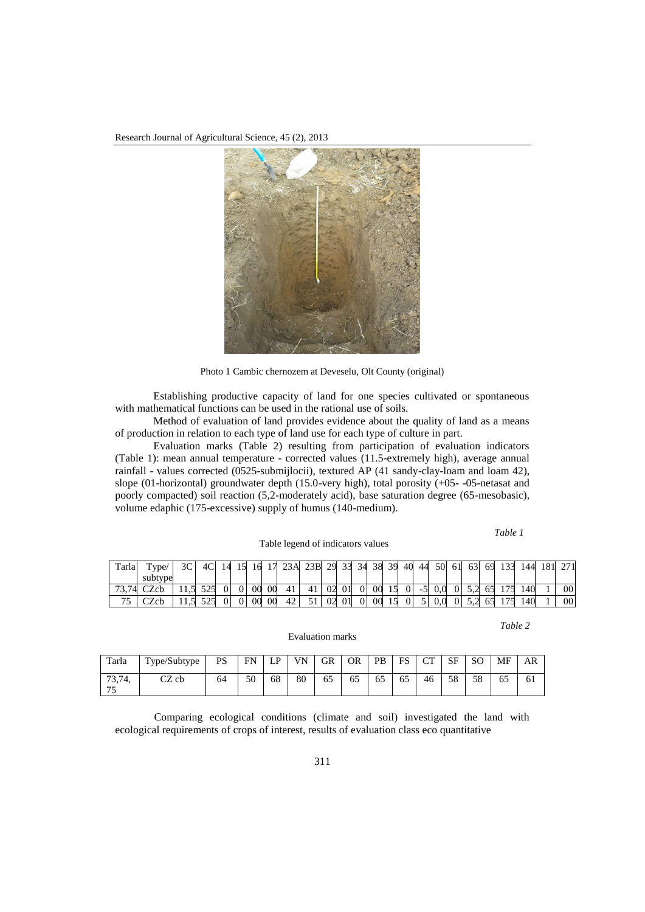Photo 1 Cambic chernozem at Deveselu, Olt County (original)

Establishing productive capacity of land for one species cultivated or spontaneous with mathematical functions can be used in the rational use of soils.

Method of evaluation of land provides evidence about the quality of land as a means of production in relation to each type of land use for each type of culture in part.

Evaluation marks (Table 2) resulting from participation of evaluation indicators (Table 1): mean annual temperature - corrected values (11.5-extremely high), average annual rainfall - values corrected (0525-submijlocii), textured AP (41 sandy-clay-loam and loam 42), slope (01-horizontal) groundwater depth (15.0-very high), total porosity (+05- -05-netasat and poorly compacted) soil reaction (5,2-moderately acid), base saturation degree (65-mesobasic), volume edaphic (175-excessive) supply of humus (140-medium).

*Table 1*

Table legend of indicators values

| Tarla | Type/ subtype | 3C | 4C | 14 | 15 | 16 | 17 | 23A | 23B | 29 | 33 | 34 | 38 | 39 | 40 | 44 | 50 | 61 | 63 | 69 | 133 | 144 | 181 | 271 |
|---|---|---|---|---|---|---|---|---|---|---|---|---|---|---|---|---|---|---|---|---|---|---|---|---|
| 73,74 | CZcb | 11,5 | 525 | 0 | 0 | 00 | 00 | 41 | 41 | 02 | 01 | 0 | 00 | 15 | 0 | -5 | 0,0 | 0 | 5,2 | 65 | 175 | 140 | 1 | 00 |
| 75 | CZcb | 11,5 | 525 | 0 | 0 | 00 | 00 | 42 | 51 | 02 | 01 | 0 | 00 | 15 | 0 | 5 | 0,0 | 0 | 5,2 | 65 | 175 | 140 | 1 | 00 |

*Table 2*

Evaluation marks

| Tarla | Type/Subtype | PS | FN | LP | VN | GR | OR | PB | FS | CT | SF | SO | MF | AR |
|---|---|---|---|---|---|---|---|---|---|---|---|---|---|---|
| 73,74, 75 | CZ cb | 64 | 50 | 68 | 80 | 65 | 65 | 65 | 65 | 46 | 58 | 58 | 65 | 61 |

Comparing ecological conditions (climate and soil) investigated the land with ecological requirements of crops of interest, results of evaluation class eco quantitative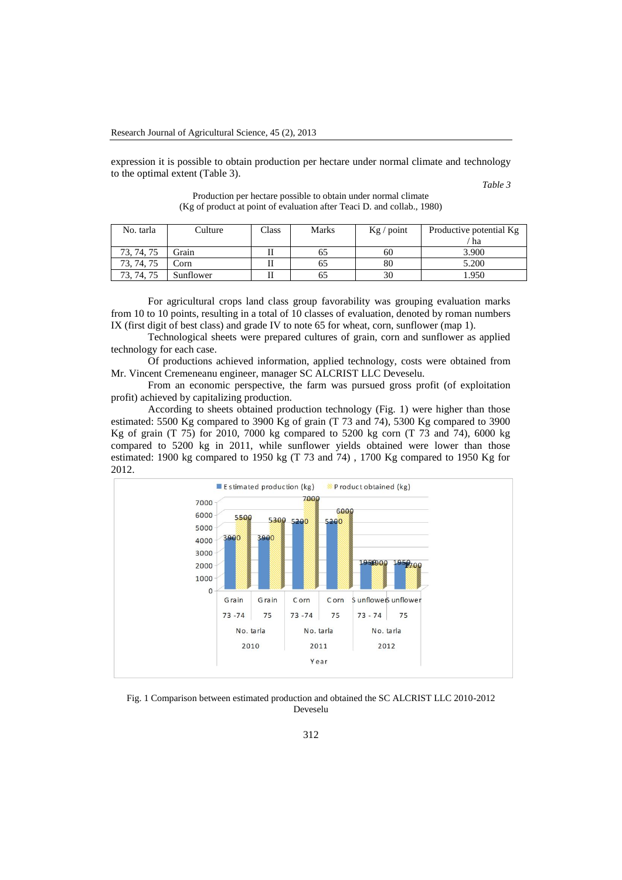expression it is possible to obtain production per hectare under normal climate and technology to the optimal extent (Table 3).

*Table 3*

Production per hectare possible to obtain under normal climate
(Kg of product at point of evaluation after Teaci D. and collab., 1980)

| No. tarla | Culture | Class | Marks | Kg / point | Productive potential Kg / ha |
|---|---|---|---|---|---|
| 73, 74, 75 | Grain | II | 65 | 60 | 3.900 |
| 73, 74, 75 | Corn | II | 65 | 80 | 5.200 |
| 73, 74, 75 | Sunflower | II | 65 | 30 | 1.950 |

For agricultural crops land class group favorability was grouping evaluation marks from 10 to 10 points, resulting in a total of 10 classes of evaluation, denoted by roman numbers IX (first digit of best class) and grade IV to note 65 for wheat, corn, sunflower (map 1).

Technological sheets were prepared cultures of grain, corn and sunflower as applied technology for each case.

Of productions achieved information, applied technology, costs were obtained from Mr. Vincent Cremeneanu engineer, manager SC ALCRIST LLC Deveselu.

From an economic perspective, the farm was pursued gross profit (of exploitation profit) achieved by capitalizing production.

According to sheets obtained production technology (Fig. 1) were higher than those estimated: 5500 Kg compared to 3900 Kg of grain (T 73 and 74), 5300 Kg compared to 3900 Kg of grain (T 75) for 2010, 7000 kg compared to 5200 kg corn (T 73 and 74), 6000 kg compared to 5200 kg in 2011, while sunflower yields obtained were lower than those estimated: 1900 kg compared to 1950 kg (T 73 and 74) , 1700 Kg compared to 1950 Kg for 2012.

Fig. 1 Comparison between estimated production and obtained the SC ALCRIST LLC 2010-2012 Deveselu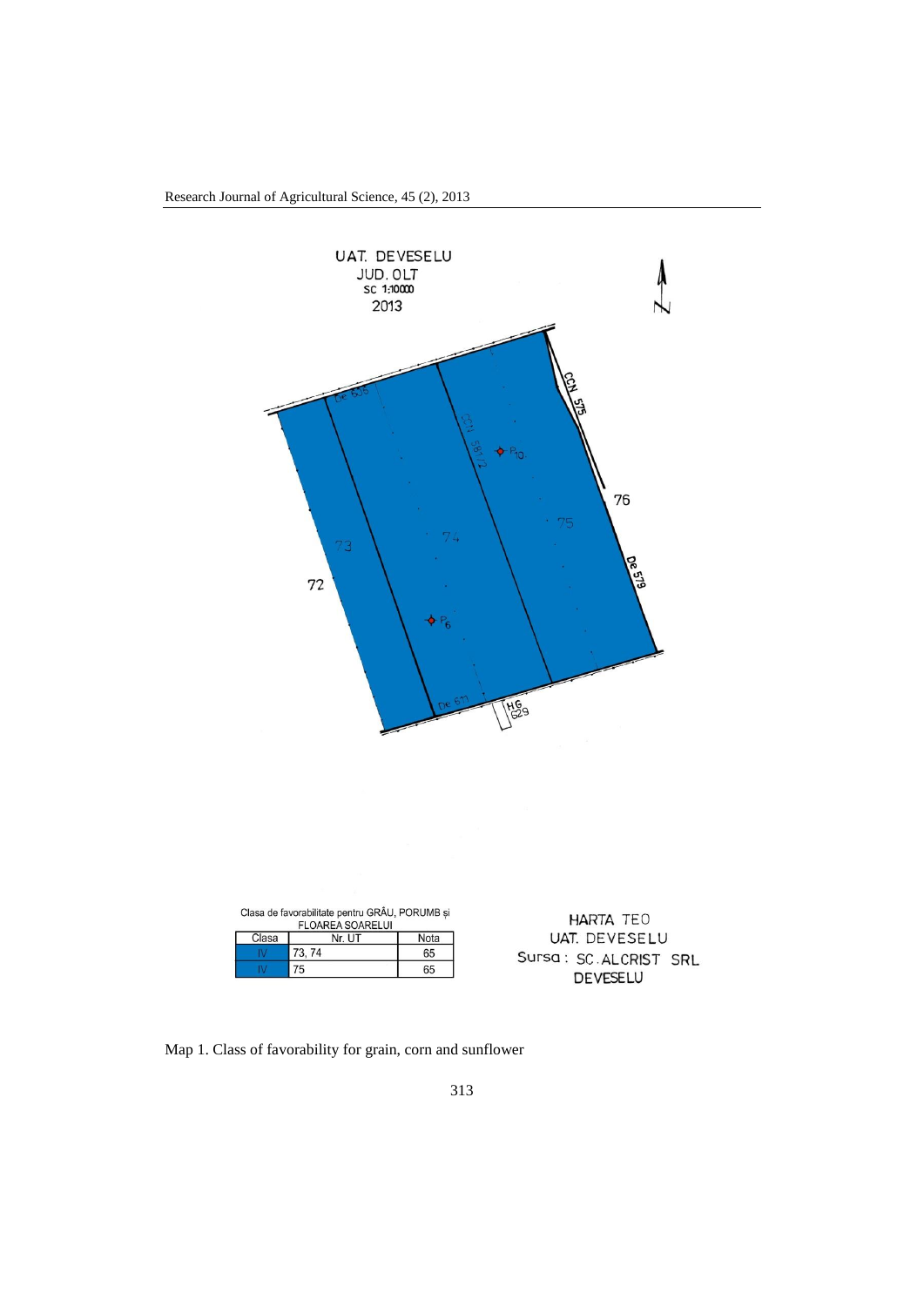UAT. DEVESELU
JUD. OLT
SC 1:10000
2013

Clasa de favorabilitate pentru GRÂU, PORUMB și FLOAREA SOARELUI

| Clasa | Nr. UT | Nota |
| --- | --- | --- |
| IV | 73, 74 | 65 |
| IV | 75 | 65 |

HARTA TEO
UAT. DEVESELU
Sursa: SC.ALCRIST SRL
DEVESELU

Map 1. Class of favorability for grain, corn and sunflower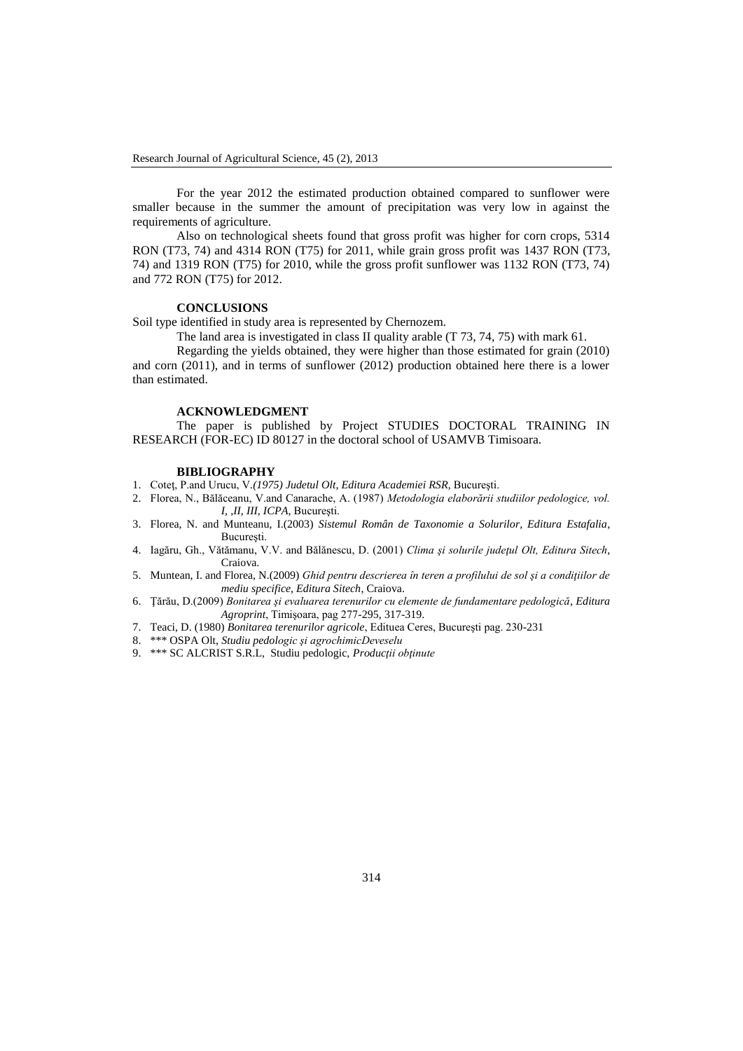For the year 2012 the estimated production obtained compared to sunflower were smaller because in the summer the amount of precipitation was very low in against the requirements of agriculture.

Also on technological sheets found that gross profit was higher for corn crops, 5314 RON (T73, 74) and 4314 RON (T75) for 2011, while grain gross profit was 1437 RON (T73, 74) and 1319 RON (T75) for 2010, while the gross profit sunflower was 1132 RON (T73, 74) and 772 RON (T75) for 2012.

## CONCLUSIONS

Soil type identified in study area is represented by Chernozem.

The land area is investigated in class II quality arable (T 73, 74, 75) with mark 61.

Regarding the yields obtained, they were higher than those estimated for grain (2010) and corn (2011), and in terms of sunflower (2012) production obtained here there is a lower than estimated.

## ACKNOWLEDGMENT

The paper is published by Project STUDIES DOCTORAL TRAINING IN RESEARCH (FOR-EC) ID 80127 in the doctoral school of USAMVB Timisoara.

## BIBLIOGRAPHY

1. Coteţ, P.and Urucu, V.*(1975) Judetul Olt, Editura Academiei RSR,* Bucureşti.
2. Florea, N., Bălăceanu, V.and Canarache, A. (1987) *Metodologia elaborării studiilor pedologice, vol. I, ,II, III, ICPA,* Bucureşti.
3. Florea, N. and Munteanu, I.(2003) *Sistemul Român de Taxonomie a Solurilor, Editura Estafalia*, Bucureşti.
4. Iagăru, Gh., Vătămanu, V.V. and Bălănescu, D. (2001) *Clima şi solurile judeţul Olt, Editura Sitech*, Craiova.
5. Muntean, I. and Florea, N.(2009) *Ghid pentru descrierea în teren a profilului de sol şi a condiţiilor de mediu specifice*, *Editura Sitech*, Craiova.
6. Ţărău, D.(2009) *Bonitarea şi evaluarea terenurilor cu elemente de fundamentare pedologică*, *Editura Agroprint*, Timişoara, pag 277-295, 317-319.
7. Teaci, D. (1980) *Bonitarea terenurilor agricole*, Edituea Ceres, Bucureşti pag. 230-231
8. \*\*\* OSPA Olt, *Studiu pedologic şi agrochimicDeveselu*
9. \*\*\* SC ALCRIST S.R.L, Studiu pedologic, *Producţii obţinute*